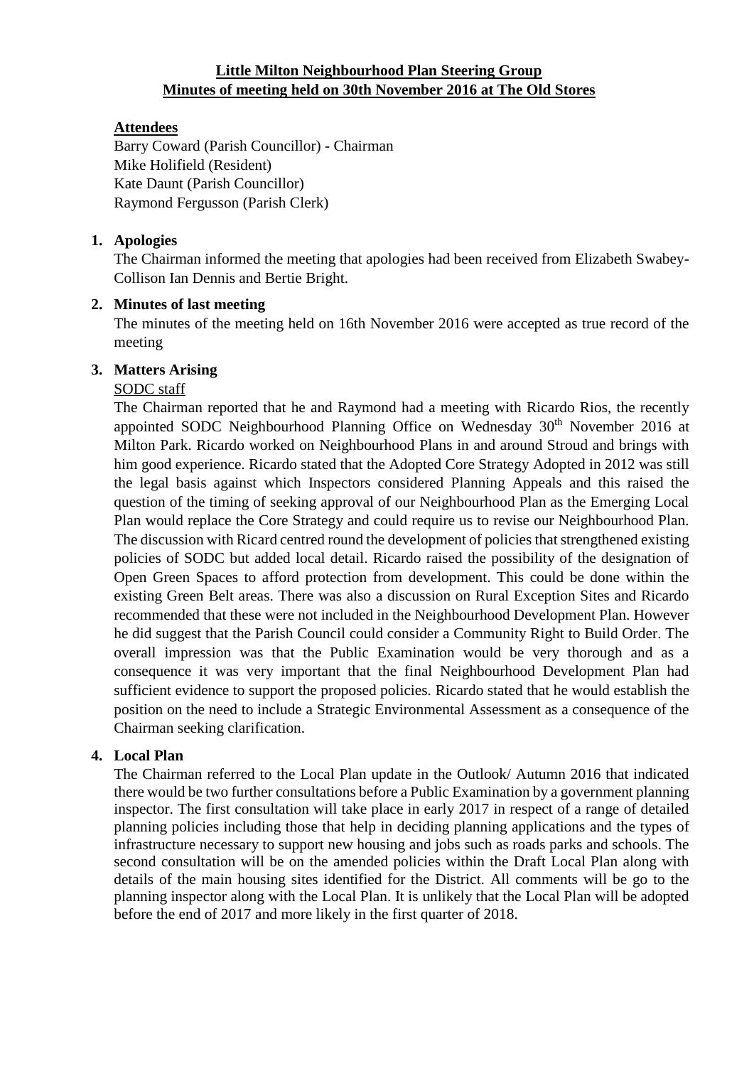**Little Milton Neighbourhood Plan Steering Group**
**Minutes of meeting held on 30th November 2016 at The Old Stores**

**Attendees**

Barry Coward (Parish Councillor) - Chairman
Mike Holifield (Resident)
Kate Daunt (Parish Councillor)
Raymond Fergusson (Parish Clerk)

1. **Apologies**

   The Chairman informed the meeting that apologies had been received from Elizabeth Swabey-Collison Ian Dennis and Bertie Bright.

2. **Minutes of last meeting**

   The minutes of the meeting held on 16th November 2016 were accepted as true record of the meeting

3. **Matters Arising**

   SODC staff

   The Chairman reported that he and Raymond had a meeting with Ricardo Rios, the recently appointed SODC Neighbourhood Planning Office on Wednesday 30th November 2016 at Milton Park. Ricardo worked on Neighbourhood Plans in and around Stroud and brings with him good experience. Ricardo stated that the Adopted Core Strategy Adopted in 2012 was still the legal basis against which Inspectors considered Planning Appeals and this raised the question of the timing of seeking approval of our Neighbourhood Plan as the Emerging Local Plan would replace the Core Strategy and could require us to revise our Neighbourhood Plan. The discussion with Ricard centred round the development of policies that strengthened existing policies of SODC but added local detail. Ricardo raised the possibility of the designation of Open Green Spaces to afford protection from development. This could be done within the existing Green Belt areas. There was also a discussion on Rural Exception Sites and Ricardo recommended that these were not included in the Neighbourhood Development Plan. However he did suggest that the Parish Council could consider a Community Right to Build Order. The overall impression was that the Public Examination would be very thorough and as a consequence it was very important that the final Neighbourhood Development Plan had sufficient evidence to support the proposed policies. Ricardo stated that he would establish the position on the need to include a Strategic Environmental Assessment as a consequence of the Chairman seeking clarification.

4. **Local Plan**

   The Chairman referred to the Local Plan update in the Outlook/ Autumn 2016 that indicated there would be two further consultations before a Public Examination by a government planning inspector. The first consultation will take place in early 2017 in respect of a range of detailed planning policies including those that help in deciding planning applications and the types of infrastructure necessary to support new housing and jobs such as roads parks and schools. The second consultation will be on the amended policies within the Draft Local Plan along with details of the main housing sites identified for the District. All comments will be go to the planning inspector along with the Local Plan. It is unlikely that the Local Plan will be adopted before the end of 2017 and more likely in the first quarter of 2018.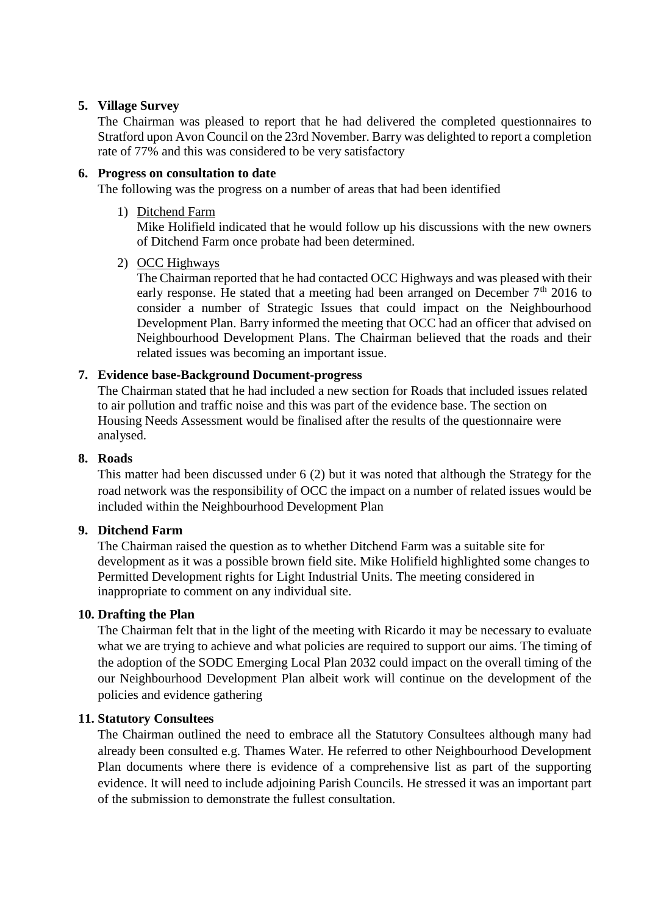5. **Village Survey**

   The Chairman was pleased to report that he had delivered the completed questionnaires to Stratford upon Avon Council on the 23rd November. Barry was delighted to report a completion rate of 77% and this was considered to be very satisfactory

6. **Progress on consultation to date**

   The following was the progress on a number of areas that had been identified

   1) Ditchend Farm

      Mike Holifield indicated that he would follow up his discussions with the new owners of Ditchend Farm once probate had been determined.

   2) OCC Highways

      The Chairman reported that he had contacted OCC Highways and was pleased with their early response. He stated that a meeting had been arranged on December 7th 2016 to consider a number of Strategic Issues that could impact on the Neighbourhood Development Plan. Barry informed the meeting that OCC had an officer that advised on Neighbourhood Development Plans. The Chairman believed that the roads and their related issues was becoming an important issue.

7. **Evidence base-Background Document-progress**

   The Chairman stated that he had included a new section for Roads that included issues related to air pollution and traffic noise and this was part of the evidence base. The section on Housing Needs Assessment would be finalised after the results of the questionnaire were analysed.

8. **Roads**

   This matter had been discussed under 6 (2) but it was noted that although the Strategy for the road network was the responsibility of OCC the impact on a number of related issues would be included within the Neighbourhood Development Plan

9. **Ditchend Farm**

   The Chairman raised the question as to whether Ditchend Farm was a suitable site for development as it was a possible brown field site. Mike Holifield highlighted some changes to Permitted Development rights for Light Industrial Units. The meeting considered in inappropriate to comment on any individual site.

10. **Drafting the Plan**

    The Chairman felt that in the light of the meeting with Ricardo it may be necessary to evaluate what we are trying to achieve and what policies are required to support our aims. The timing of the adoption of the SODC Emerging Local Plan 2032 could impact on the overall timing of the our Neighbourhood Development Plan albeit work will continue on the development of the policies and evidence gathering

11. **Statutory Consultees**

    The Chairman outlined the need to embrace all the Statutory Consultees although many had already been consulted e.g. Thames Water. He referred to other Neighbourhood Development Plan documents where there is evidence of a comprehensive list as part of the supporting evidence. It will need to include adjoining Parish Councils. He stressed it was an important part of the submission to demonstrate the fullest consultation.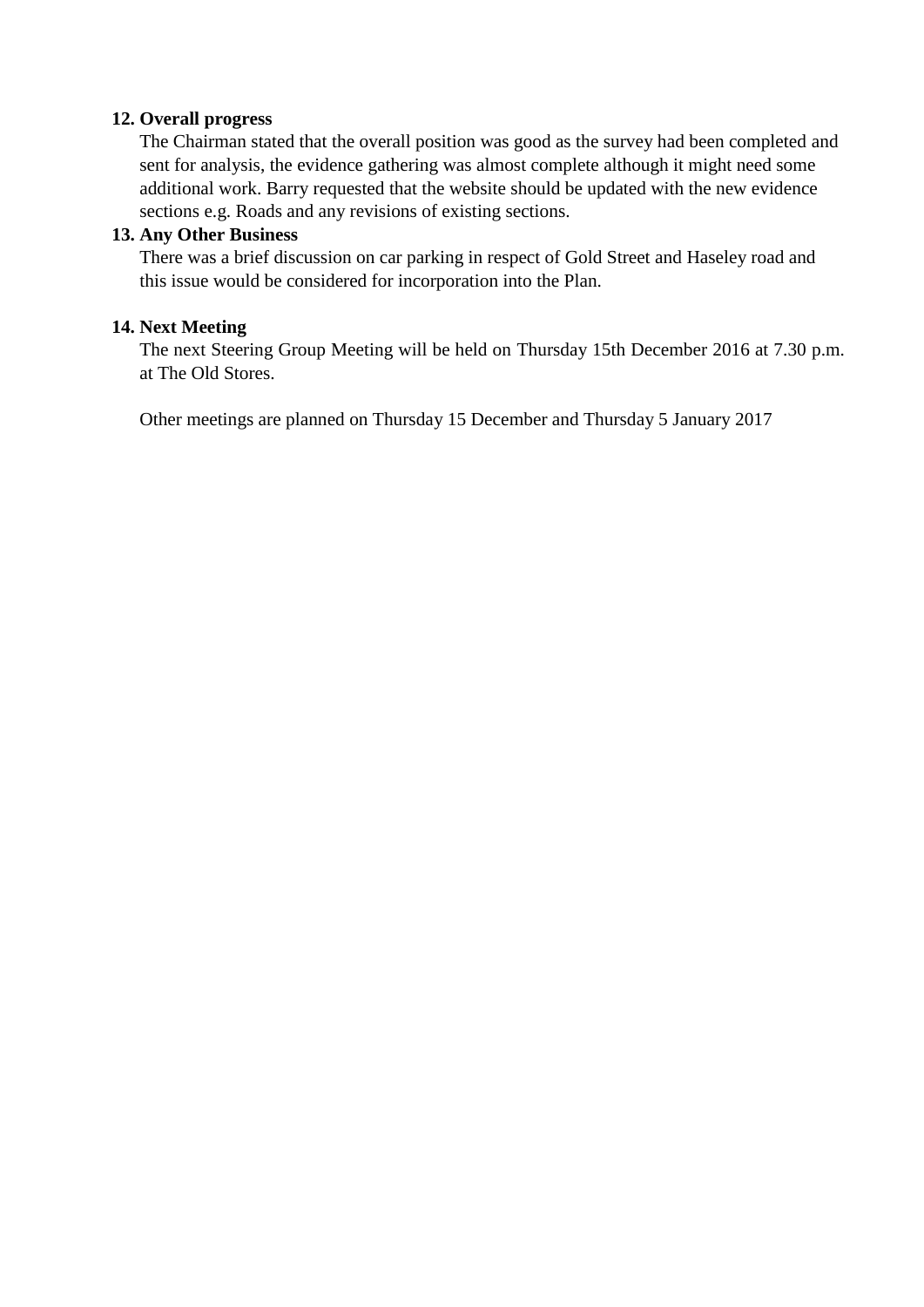**12. Overall progress**

The Chairman stated that the overall position was good as the survey had been completed and sent for analysis, the evidence gathering was almost complete although it might need some additional work. Barry requested that the website should be updated with the new evidence sections e.g. Roads and any revisions of existing sections.

**13. Any Other Business**

There was a brief discussion on car parking in respect of Gold Street and Haseley road and this issue would be considered for incorporation into the Plan.

**14. Next Meeting**

The next Steering Group Meeting will be held on Thursday 15th December 2016 at 7.30 p.m. at The Old Stores.

Other meetings are planned on Thursday 15 December and Thursday 5 January 2017